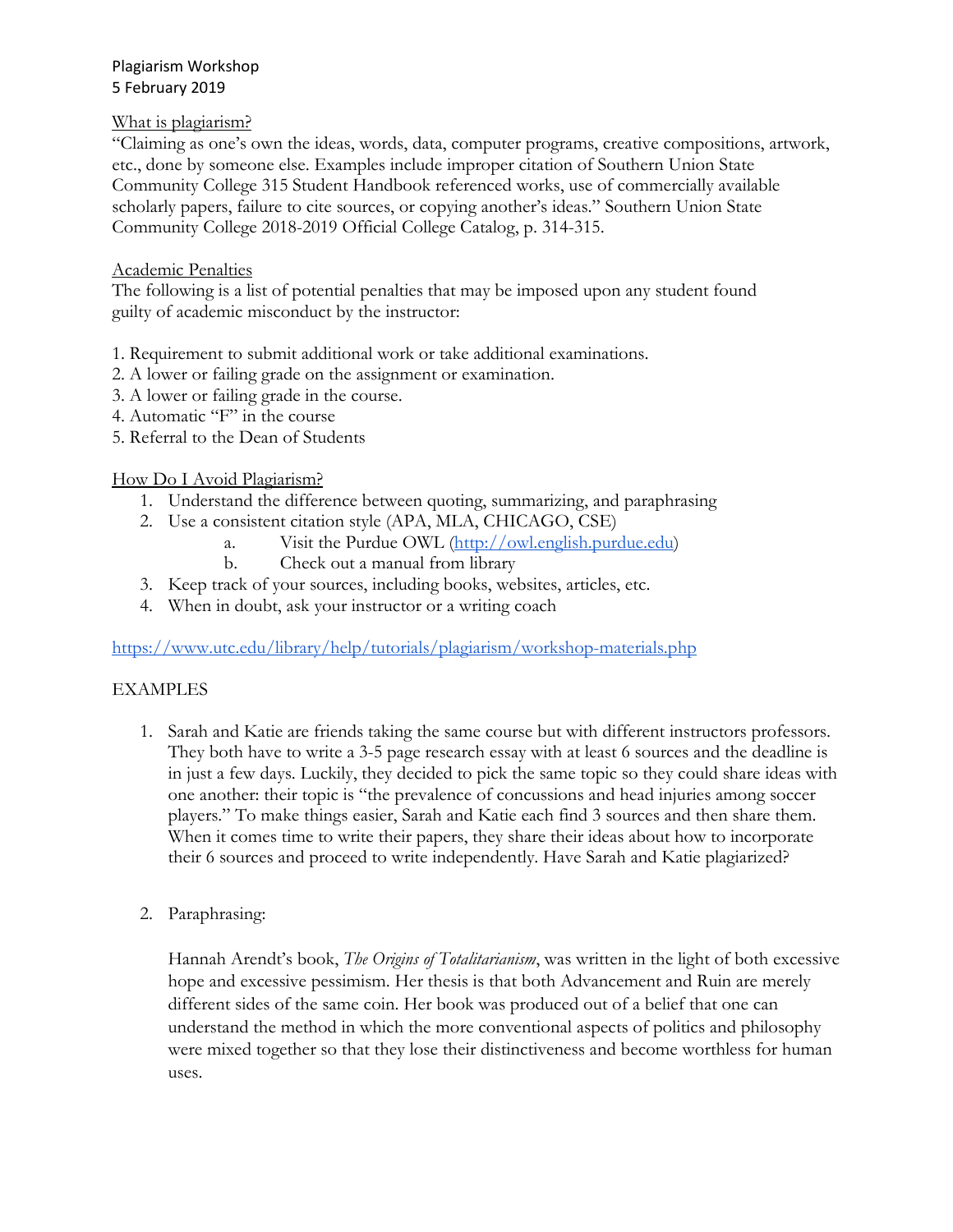Plagiarism Workshop
5 February 2019

<u>What is plagiarism?</u>

"Claiming as one's own the ideas, words, data, computer programs, creative compositions, artwork, etc., done by someone else. Examples include improper citation of Southern Union State Community College 315 Student Handbook referenced works, use of commercially available scholarly papers, failure to cite sources, or copying another's ideas." Southern Union State Community College 2018-2019 Official College Catalog, p. 314-315.

<u>Academic Penalties</u>

The following is a list of potential penalties that may be imposed upon any student found guilty of academic misconduct by the instructor:

1. Requirement to submit additional work or take additional examinations.
2. A lower or failing grade on the assignment or examination.
3. A lower or failing grade in the course.
4. Automatic "F" in the course
5. Referral to the Dean of Students

<u>How Do I Avoid Plagiarism?</u>

1. Understand the difference between quoting, summarizing, and paraphrasing
2. Use a consistent citation style (APA, MLA, CHICAGO, CSE)
   a. Visit the Purdue OWL (http://owl.english.purdue.edu)
   b. Check out a manual from library
3. Keep track of your sources, including books, websites, articles, etc.
4. When in doubt, ask your instructor or a writing coach

https://www.utc.edu/library/help/tutorials/plagiarism/workshop-materials.php

EXAMPLES

1. Sarah and Katie are friends taking the same course but with different instructors professors. They both have to write a 3-5 page research essay with at least 6 sources and the deadline is in just a few days. Luckily, they decided to pick the same topic so they could share ideas with one another: their topic is "the prevalence of concussions and head injuries among soccer players." To make things easier, Sarah and Katie each find 3 sources and then share them. When it comes time to write their papers, they share their ideas about how to incorporate their 6 sources and proceed to write independently. Have Sarah and Katie plagiarized?

2. Paraphrasing:

   Hannah Arendt's book, *The Origins of Totalitarianism*, was written in the light of both excessive hope and excessive pessimism. Her thesis is that both Advancement and Ruin are merely different sides of the same coin. Her book was produced out of a belief that one can understand the method in which the more conventional aspects of politics and philosophy were mixed together so that they lose their distinctiveness and become worthless for human uses.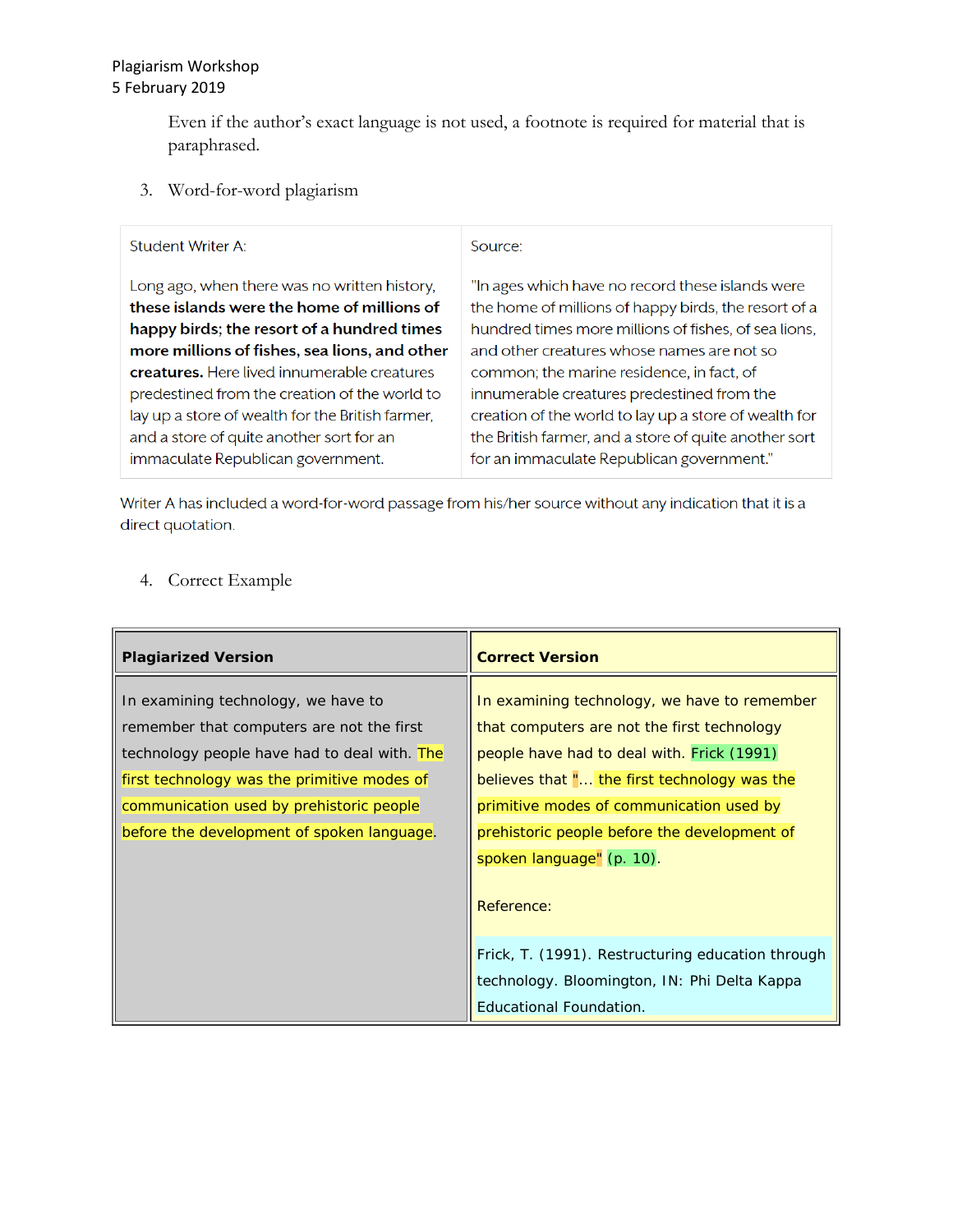Even if the author's exact language is not used, a footnote is required for material that is paraphrased.

3. Word-for-word plagiarism

| Student Writer A: | Source: |
| --- | --- |
| Long ago, when there was no written history, **these islands were the home of millions of happy birds; the resort of a hundred times more millions of fishes, sea lions, and other creatures.** Here lived innumerable creatures predestined from the creation of the world to lay up a store of wealth for the British farmer, and a store of quite another sort for an immaculate Republican government. | "In ages which have no record these islands were the home of millions of happy birds, the resort of a hundred times more millions of fishes, of sea lions, and other creatures whose names are not so common; the marine residence, in fact, of innumerable creatures predestined from the creation of the world to lay up a store of wealth for the British farmer, and a store of quite another sort for an immaculate Republican government." |

Writer A has included a word-for-word passage from his/her source without any indication that it is a direct quotation.

4. Correct Example

| **Plagiarized Version** | **Correct Version** |
| --- | --- |
| In examining technology, we have to remember that computers are not the first technology people have had to deal with. The first technology was the primitive modes of communication used by prehistoric people before the development of spoken language. | In examining technology, we have to remember that computers are not the first technology people have had to deal with. Frick (1991) believes that "... the first technology was the primitive modes of communication used by prehistoric people before the development of spoken language" (p. 10).<br><br>Reference:<br><br>Frick, T. (1991). Restructuring education through technology. Bloomington, IN: Phi Delta Kappa Educational Foundation. |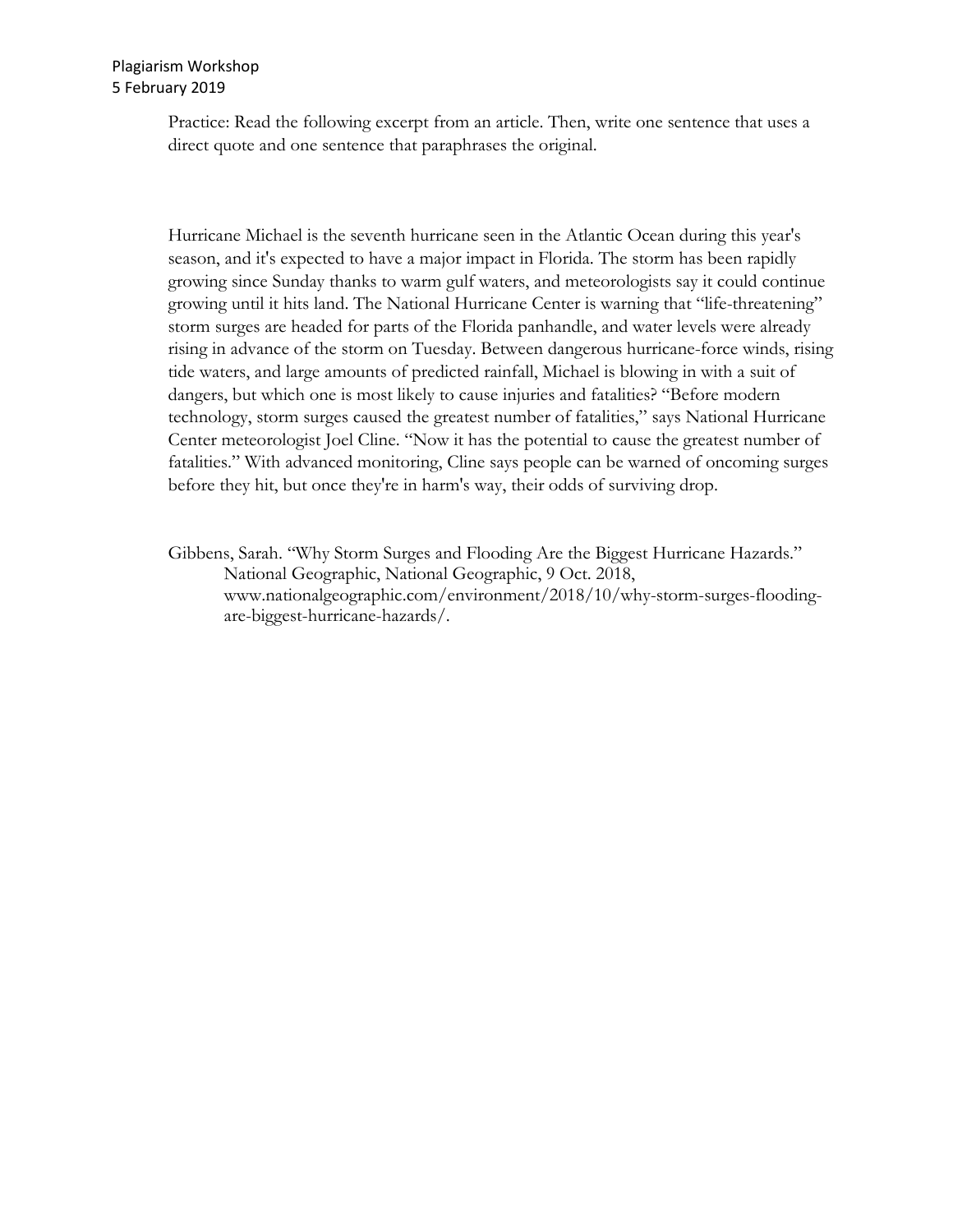Practice: Read the following excerpt from an article. Then, write one sentence that uses a direct quote and one sentence that paraphrases the original.

Hurricane Michael is the seventh hurricane seen in the Atlantic Ocean during this year's season, and it's expected to have a major impact in Florida. The storm has been rapidly growing since Sunday thanks to warm gulf waters, and meteorologists say it could continue growing until it hits land. The National Hurricane Center is warning that "life-threatening" storm surges are headed for parts of the Florida panhandle, and water levels were already rising in advance of the storm on Tuesday. Between dangerous hurricane-force winds, rising tide waters, and large amounts of predicted rainfall, Michael is blowing in with a suit of dangers, but which one is most likely to cause injuries and fatalities? "Before modern technology, storm surges caused the greatest number of fatalities," says National Hurricane Center meteorologist Joel Cline. "Now it has the potential to cause the greatest number of fatalities." With advanced monitoring, Cline says people can be warned of oncoming surges before they hit, but once they're in harm's way, their odds of surviving drop.

Gibbens, Sarah. "Why Storm Surges and Flooding Are the Biggest Hurricane Hazards." National Geographic, National Geographic, 9 Oct. 2018, www.nationalgeographic.com/environment/2018/10/why-storm-surges-flooding-are-biggest-hurricane-hazards/.